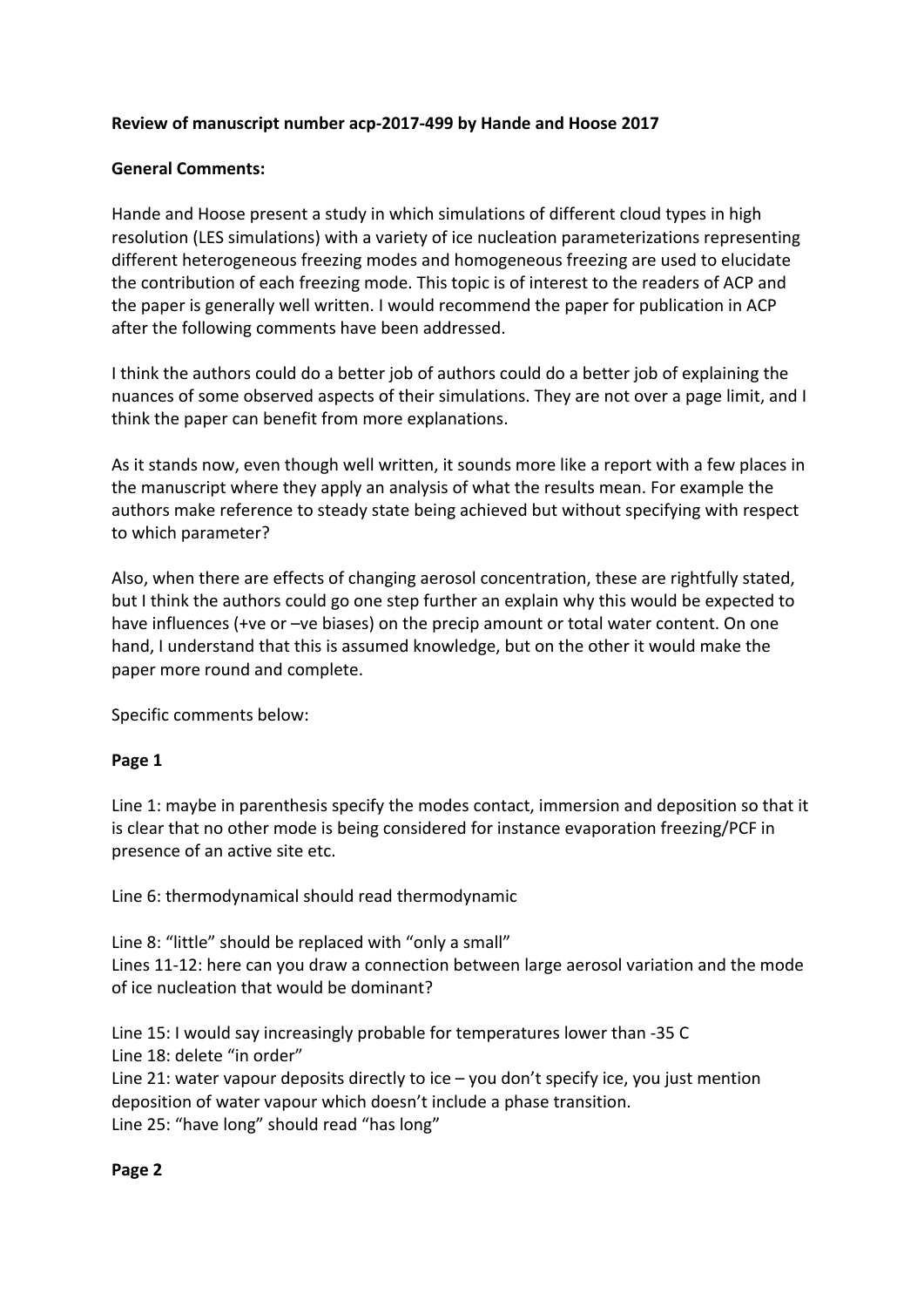**Review of manuscript number acp-2017-499 by Hande and Hoose 2017**

**General Comments:**

Hande and Hoose present a study in which simulations of different cloud types in high resolution (LES simulations) with a variety of ice nucleation parameterizations representing different heterogeneous freezing modes and homogeneous freezing are used to elucidate the contribution of each freezing mode. This topic is of interest to the readers of ACP and the paper is generally well written. I would recommend the paper for publication in ACP after the following comments have been addressed.

I think the authors could do a better job of authors could do a better job of explaining the nuances of some observed aspects of their simulations. They are not over a page limit, and I think the paper can benefit from more explanations.

As it stands now, even though well written, it sounds more like a report with a few places in the manuscript where they apply an analysis of what the results mean. For example the authors make reference to steady state being achieved but without specifying with respect to which parameter?

Also, when there are effects of changing aerosol concentration, these are rightfully stated, but I think the authors could go one step further an explain why this would be expected to have influences (+ve or –ve biases) on the precip amount or total water content. On one hand, I understand that this is assumed knowledge, but on the other it would make the paper more round and complete.

Specific comments below:

**Page 1**

Line 1: maybe in parenthesis specify the modes contact, immersion and deposition so that it is clear that no other mode is being considered for instance evaporation freezing/PCF in presence of an active site etc.

Line 6: thermodynamical should read thermodynamic

Line 8: "little" should be replaced with "only a small"
Lines 11-12: here can you draw a connection between large aerosol variation and the mode of ice nucleation that would be dominant?

Line 15: I would say increasingly probable for temperatures lower than -35 C
Line 18: delete "in order"
Line 21: water vapour deposits directly to ice – you don't specify ice, you just mention deposition of water vapour which doesn't include a phase transition.
Line 25: "have long" should read "has long"

**Page 2**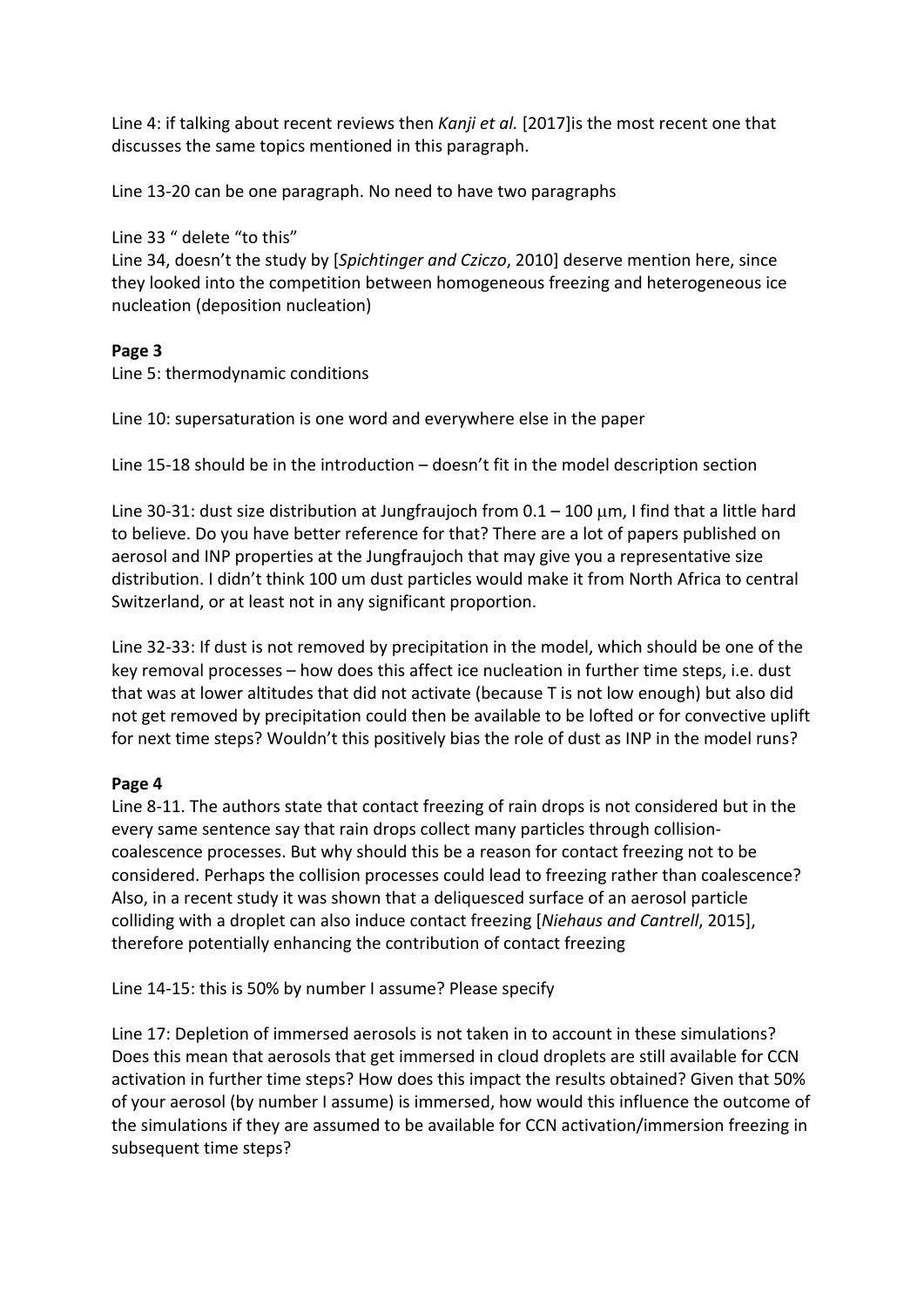Line 4: if talking about recent reviews then *Kanji et al.* [2017]is the most recent one that discusses the same topics mentioned in this paragraph.

Line 13-20 can be one paragraph. No need to have two paragraphs

Line 33 " delete "to this"

Line 34, doesn't the study by [*Spichtinger and Cziczo*, 2010] deserve mention here, since they looked into the competition between homogeneous freezing and heterogeneous ice nucleation (deposition nucleation)

**Page 3**

Line 5: thermodynamic conditions

Line 10: supersaturation is one word and everywhere else in the paper

Line 15-18 should be in the introduction – doesn't fit in the model description section

Line 30-31: dust size distribution at Jungfraujoch from 0.1 – 100 μm, I find that a little hard to believe. Do you have better reference for that? There are a lot of papers published on aerosol and INP properties at the Jungfraujoch that may give you a representative size distribution. I didn't think 100 um dust particles would make it from North Africa to central Switzerland, or at least not in any significant proportion.

Line 32-33: If dust is not removed by precipitation in the model, which should be one of the key removal processes – how does this affect ice nucleation in further time steps, i.e. dust that was at lower altitudes that did not activate (because T is not low enough) but also did not get removed by precipitation could then be available to be lofted or for convective uplift for next time steps? Wouldn't this positively bias the role of dust as INP in the model runs?

**Page 4**

Line 8-11. The authors state that contact freezing of rain drops is not considered but in the every same sentence say that rain drops collect many particles through collision-coalescence processes. But why should this be a reason for contact freezing not to be considered. Perhaps the collision processes could lead to freezing rather than coalescence? Also, in a recent study it was shown that a deliquesced surface of an aerosol particle colliding with a droplet can also induce contact freezing [*Niehaus and Cantrell*, 2015], therefore potentially enhancing the contribution of contact freezing

Line 14-15: this is 50% by number I assume? Please specify

Line 17: Depletion of immersed aerosols is not taken in to account in these simulations? Does this mean that aerosols that get immersed in cloud droplets are still available for CCN activation in further time steps? How does this impact the results obtained? Given that 50% of your aerosol (by number I assume) is immersed, how would this influence the outcome of the simulations if they are assumed to be available for CCN activation/immersion freezing in subsequent time steps?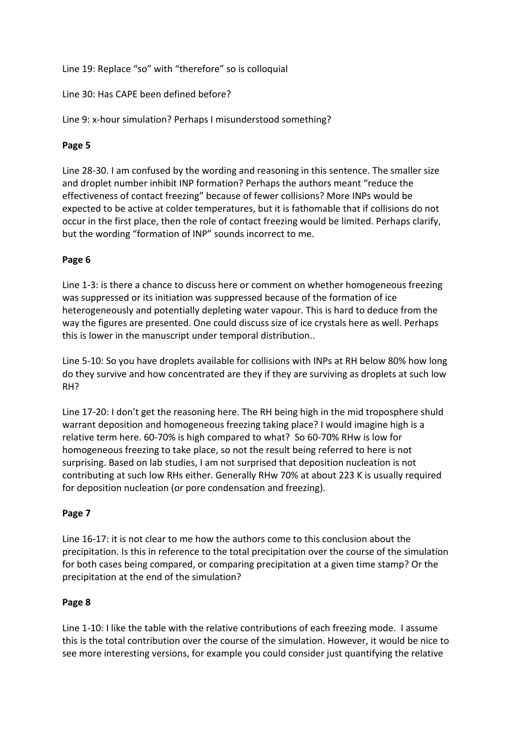Line 19: Replace “so” with “therefore” so is colloquial

Line 30: Has CAPE been defined before?

Line 9: x-hour simulation? Perhaps I misunderstood something?

**Page 5**

Line 28-30. I am confused by the wording and reasoning in this sentence. The smaller size and droplet number inhibit INP formation? Perhaps the authors meant “reduce the effectiveness of contact freezing” because of fewer collisions? More INPs would be expected to be active at colder temperatures, but it is fathomable that if collisions do not occur in the first place, then the role of contact freezing would be limited. Perhaps clarify, but the wording “formation of INP” sounds incorrect to me.

**Page 6**

Line 1-3: is there a chance to discuss here or comment on whether homogeneous freezing was suppressed or its initiation was suppressed because of the formation of ice heterogeneously and potentially depleting water vapour. This is hard to deduce from the way the figures are presented. One could discuss size of ice crystals here as well. Perhaps this is lower in the manuscript under temporal distribution..

Line 5-10: So you have droplets available for collisions with INPs at RH below 80% how long do they survive and how concentrated are they if they are surviving as droplets at such low RH?

Line 17-20: I don’t get the reasoning here. The RH being high in the mid troposphere shuld warrant deposition and homogeneous freezing taking place? I would imagine high is a relative term here. 60-70% is high compared to what? So 60-70% RHw is low for homogeneous freezing to take place, so not the result being referred to here is not surprising. Based on lab studies, I am not surprised that deposition nucleation is not contributing at such low RHs either. Generally RHw 70% at about 223 K is usually required for deposition nucleation (or pore condensation and freezing).

**Page 7**

Line 16-17: it is not clear to me how the authors come to this conclusion about the precipitation. Is this in reference to the total precipitation over the course of the simulation for both cases being compared, or comparing precipitation at a given time stamp? Or the precipitation at the end of the simulation?

**Page 8**

Line 1-10: I like the table with the relative contributions of each freezing mode. I assume this is the total contribution over the course of the simulation. However, it would be nice to see more interesting versions, for example you could consider just quantifying the relative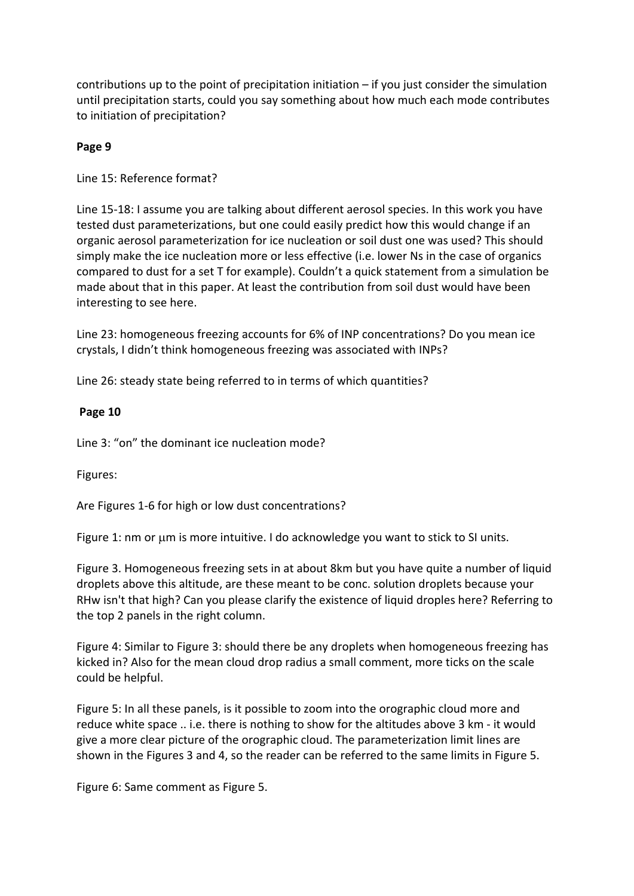contributions up to the point of precipitation initiation – if you just consider the simulation until precipitation starts, could you say something about how much each mode contributes to initiation of precipitation?

**Page 9**

Line 15: Reference format?

Line 15-18: I assume you are talking about different aerosol species. In this work you have tested dust parameterizations, but one could easily predict how this would change if an organic aerosol parameterization for ice nucleation or soil dust one was used? This should simply make the ice nucleation more or less effective (i.e. lower Ns in the case of organics compared to dust for a set T for example). Couldn't a quick statement from a simulation be made about that in this paper. At least the contribution from soil dust would have been interesting to see here.

Line 23: homogeneous freezing accounts for 6% of INP concentrations? Do you mean ice crystals, I didn't think homogeneous freezing was associated with INPs?

Line 26: steady state being referred to in terms of which quantities?

**Page 10**

Line 3: "on" the dominant ice nucleation mode?

Figures:

Are Figures 1-6 for high or low dust concentrations?

Figure 1: nm or μm is more intuitive. I do acknowledge you want to stick to SI units.

Figure 3. Homogeneous freezing sets in at about 8km but you have quite a number of liquid droplets above this altitude, are these meant to be conc. solution droplets because your RHw isn't that high? Can you please clarify the existence of liquid droples here? Referring to the top 2 panels in the right column.

Figure 4: Similar to Figure 3: should there be any droplets when homogeneous freezing has kicked in? Also for the mean cloud drop radius a small comment, more ticks on the scale could be helpful.

Figure 5: In all these panels, is it possible to zoom into the orographic cloud more and reduce white space .. i.e. there is nothing to show for the altitudes above 3 km - it would give a more clear picture of the orographic cloud. The parameterization limit lines are shown in the Figures 3 and 4, so the reader can be referred to the same limits in Figure 5.

Figure 6: Same comment as Figure 5.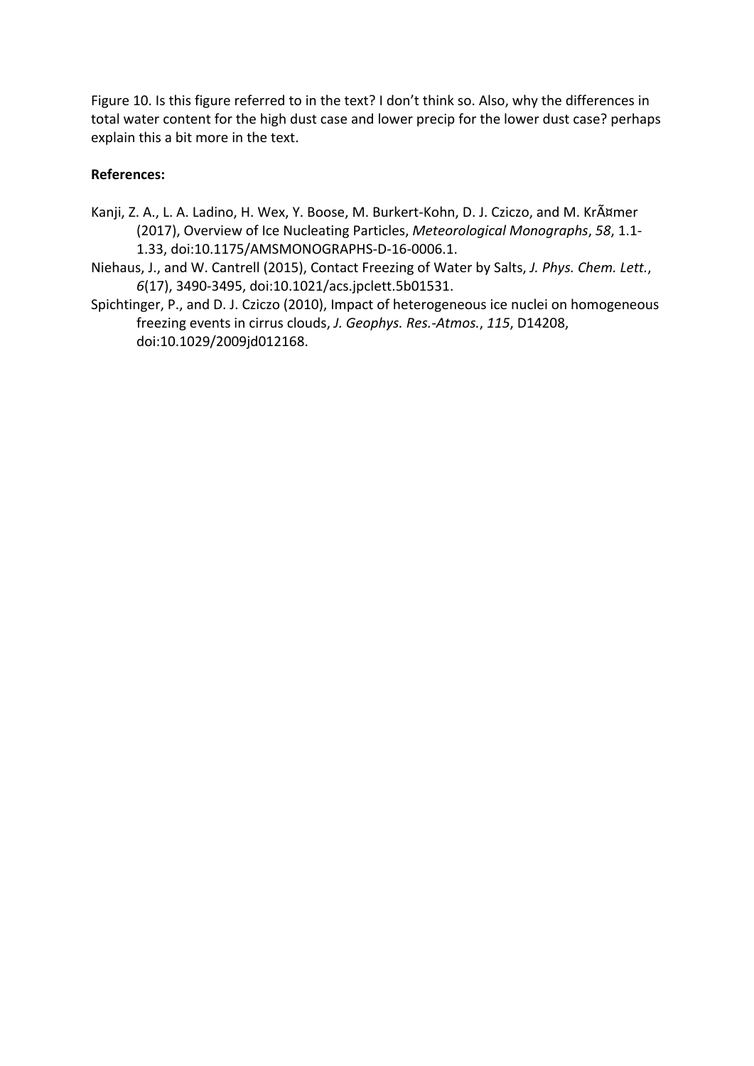Figure 10. Is this figure referred to in the text? I don't think so. Also, why the differences in total water content for the high dust case and lower precip for the lower dust case? perhaps explain this a bit more in the text.

**References:**

Kanji, Z. A., L. A. Ladino, H. Wex, Y. Boose, M. Burkert-Kohn, D. J. Cziczo, and M. KrÃ¤mer (2017), Overview of Ice Nucleating Particles, *Meteorological Monographs*, *58*, 1.1-1.33, doi:10.1175/AMSMONOGRAPHS-D-16-0006.1.

Niehaus, J., and W. Cantrell (2015), Contact Freezing of Water by Salts, *J. Phys. Chem. Lett.*, *6*(17), 3490-3495, doi:10.1021/acs.jpclett.5b01531.

Spichtinger, P., and D. J. Cziczo (2010), Impact of heterogeneous ice nuclei on homogeneous freezing events in cirrus clouds, *J. Geophys. Res.-Atmos.*, *115*, D14208, doi:10.1029/2009jd012168.